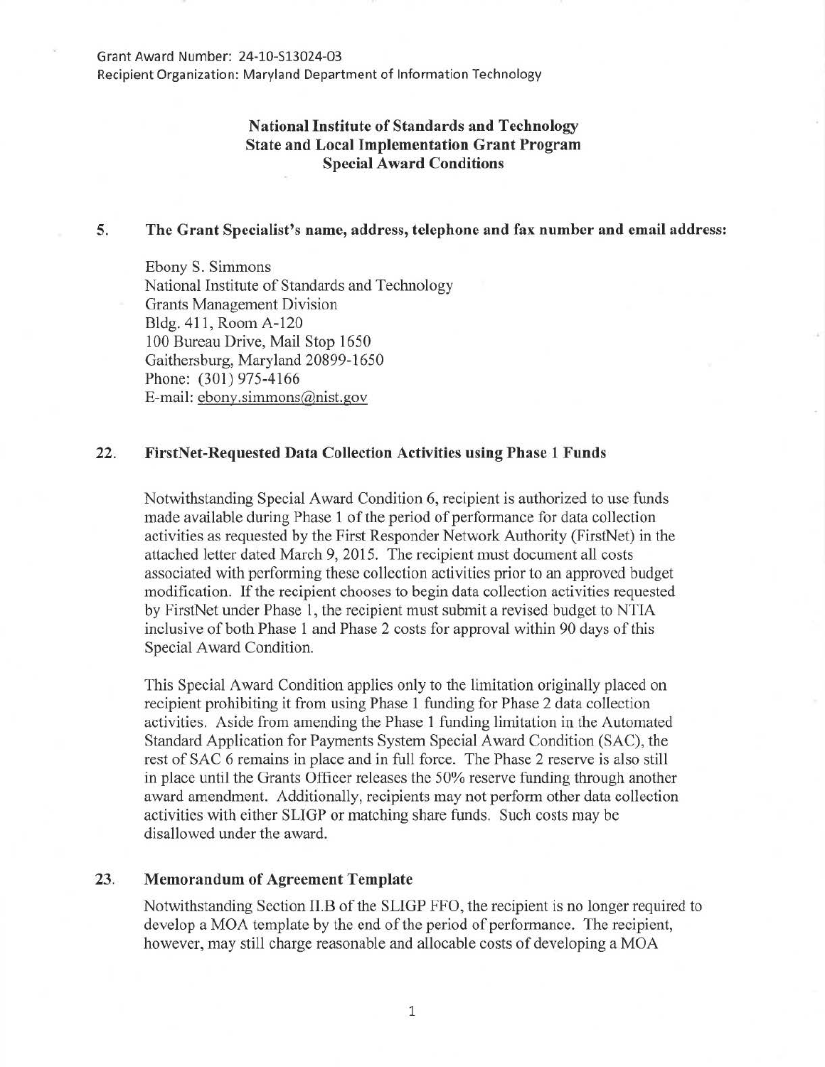Grant Award Number: 24-10-S13024-03
Recipient Organization: Maryland Department of Information Technology

**National Institute of Standards and Technology**
**State and Local Implementation Grant Program**
**Special Award Conditions**

**5. The Grant Specialist's name, address, telephone and fax number and email address:**

Ebony S. Simmons
National Institute of Standards and Technology
Grants Management Division
Bldg. 411, Room A-120
100 Bureau Drive, Mail Stop 1650
Gaithersburg, Maryland 20899-1650
Phone: (301) 975-4166
E-mail: ebony.simmons@nist.gov

**22. FirstNet-Requested Data Collection Activities using Phase 1 Funds**

Notwithstanding Special Award Condition 6, recipient is authorized to use funds made available during Phase 1 of the period of performance for data collection activities as requested by the First Responder Network Authority (FirstNet) in the attached letter dated March 9, 2015. The recipient must document all costs associated with performing these collection activities prior to an approved budget modification. If the recipient chooses to begin data collection activities requested by FirstNet under Phase 1, the recipient must submit a revised budget to NTIA inclusive of both Phase 1 and Phase 2 costs for approval within 90 days of this Special Award Condition.

This Special Award Condition applies only to the limitation originally placed on recipient prohibiting it from using Phase 1 funding for Phase 2 data collection activities. Aside from amending the Phase 1 funding limitation in the Automated Standard Application for Payments System Special Award Condition (SAC), the rest of SAC 6 remains in place and in full force. The Phase 2 reserve is also still in place until the Grants Officer releases the 50% reserve funding through another award amendment. Additionally, recipients may not perform other data collection activities with either SLIGP or matching share funds. Such costs may be disallowed under the award.

**23. Memorandum of Agreement Template**

Notwithstanding Section II.B of the SLIGP FFO, the recipient is no longer required to develop a MOA template by the end of the period of performance. The recipient, however, may still charge reasonable and allocable costs of developing a MOA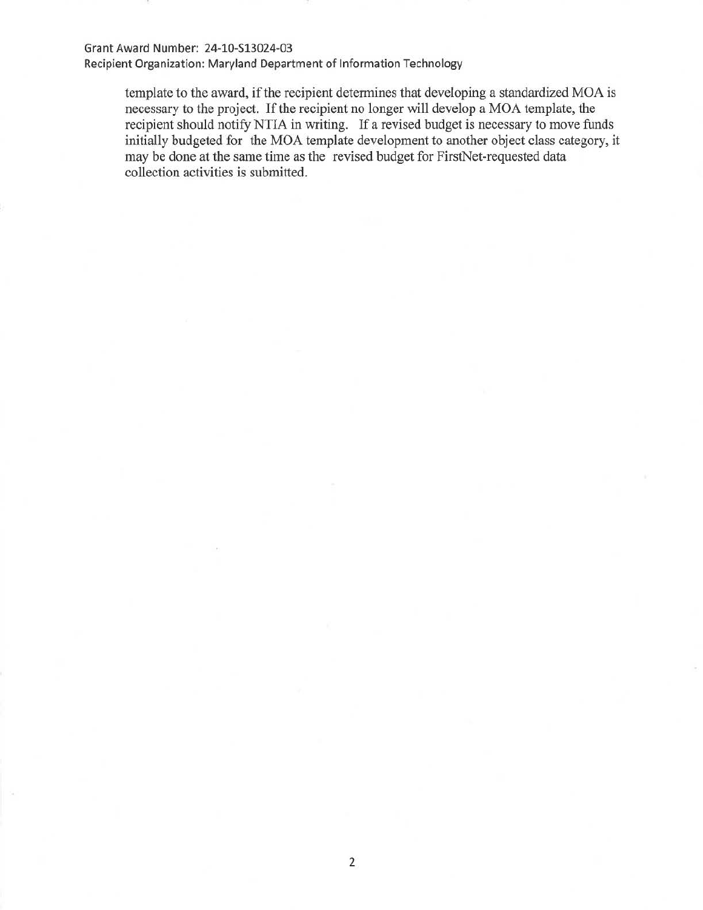template to the award, if the recipient determines that developing a standardized MOA is necessary to the project. If the recipient no longer will develop a MOA template, the recipient should notify NTIA in writing. If a revised budget is necessary to move funds initially budgeted for the MOA template development to another object class category, it may be done at the same time as the revised budget for FirstNet-requested data collection activities is submitted.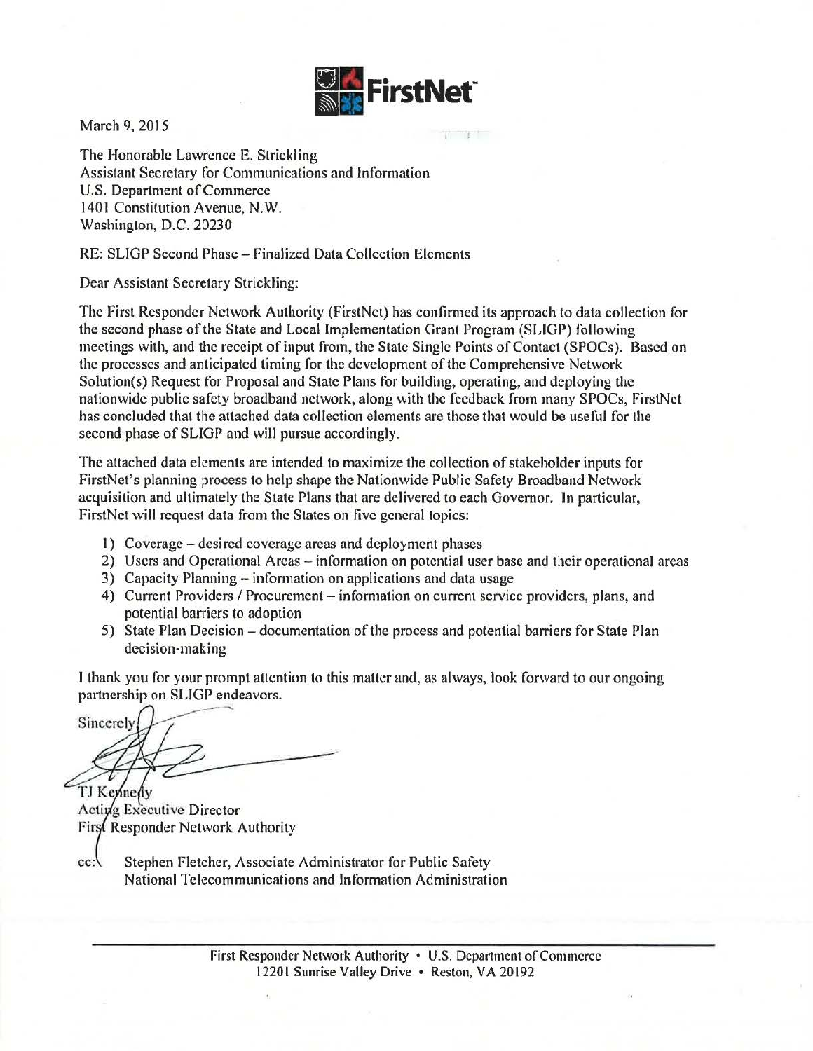**FirstNet**

March 9, 2015

The Honorable Lawrence E. Strickling
Assistant Secretary for Communications and Information
U.S. Department of Commerce
1401 Constitution Avenue, N.W.
Washington, D.C. 20230

RE: SLIGP Second Phase – Finalized Data Collection Elements

Dear Assistant Secretary Strickling:

The First Responder Network Authority (FirstNet) has confirmed its approach to data collection for the second phase of the State and Local Implementation Grant Program (SLIGP) following meetings with, and the receipt of input from, the State Single Points of Contact (SPOCs). Based on the processes and anticipated timing for the development of the Comprehensive Network Solution(s) Request for Proposal and State Plans for building, operating, and deploying the nationwide public safety broadband network, along with the feedback from many SPOCs, FirstNet has concluded that the attached data collection elements are those that would be useful for the second phase of SLIGP and will pursue accordingly.

The attached data elements are intended to maximize the collection of stakeholder inputs for FirstNet's planning process to help shape the Nationwide Public Safety Broadband Network acquisition and ultimately the State Plans that are delivered to each Governor. In particular, FirstNet will request data from the States on five general topics:

1) Coverage – desired coverage areas and deployment phases
2) Users and Operational Areas – information on potential user base and their operational areas
3) Capacity Planning – information on applications and data usage
4) Current Providers / Procurement – information on current service providers, plans, and potential barriers to adoption
5) State Plan Decision – documentation of the process and potential barriers for State Plan decision-making

I thank you for your prompt attention to this matter and, as always, look forward to our ongoing partnership on SLIGP endeavors.

Sincerely,

TJ Kennedy
Acting Executive Director
First Responder Network Authority

cc: Stephen Fletcher, Associate Administrator for Public Safety
National Telecommunications and Information Administration

First Responder Network Authority • U.S. Department of Commerce
12201 Sunrise Valley Drive • Reston, VA 20192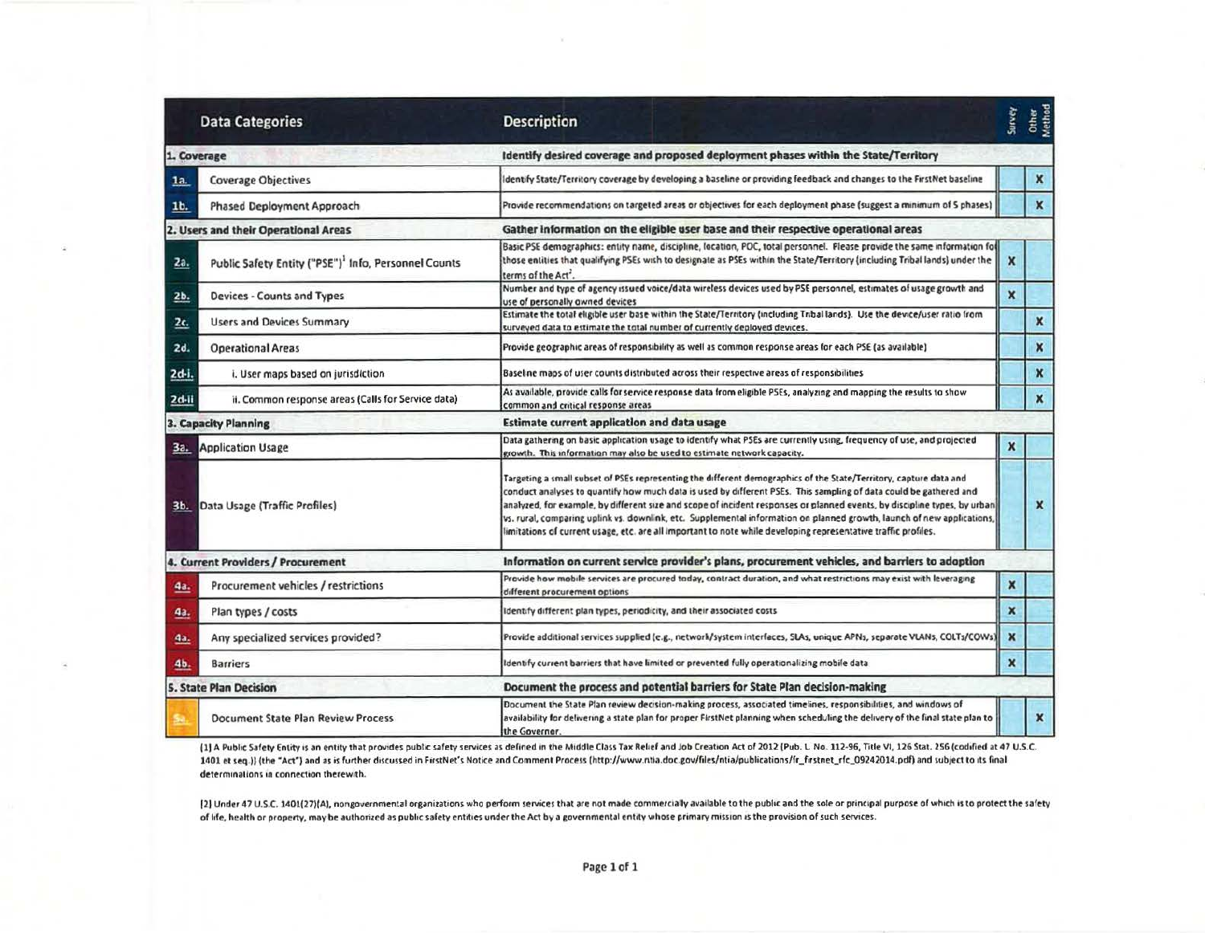| | Data Categories | Description | Survey | Other Method |
|---|---|---|---|---|
| **1. Coverage** | | **Identify desired coverage and proposed deployment phases within the State/Territory** | | |
| 1a. | Coverage Objectives | Identify State/Territory coverage by developing a baseline or providing feedback and changes to the FirstNet baseline | | X |
| 1b. | Phased Deployment Approach | Provide recommendations on targeted areas or objectives for each deployment phase (suggest a minimum of 5 phases) | | X |
| **2. Users and their Operational Areas** | | **Gather information on the eligible user base and their respective operational areas** | | |
| 2a. | Public Safety Entity ("PSE")[1] Info, Personnel Counts | Basic PSE demographics: entity name, discipline, location, POC, total personnel. Please provide the same information for those entities that qualifying PSEs wish to designate as PSEs within the State/Territory (including Tribal lands) under the terms of the Act[2]. | X | |
| 2b. | Devices - Counts and Types | Number and type of agency issued voice/data wireless devices used by PSE personnel, estimates of usage growth and use of personally owned devices | X | |
| 2c. | Users and Devices Summary | Estimate the total eligible user base within the State/Territory (including Tribal lands). Use the device/user ratio from surveyed data to estimate the total number of currently deployed devices. | | X |
| 2d. | Operational Areas | Provide geographic areas of responsibility as well as common response areas for each PSE (as available) | | X |
| 2d-i. | i. User maps based on jurisdiction | Baseline maps of user counts distributed across their respective areas of responsibilities | | X |
| 2d-ii | ii. Common response areas (Calls for Service data) | As available, provide calls for service response data from eligible PSEs, analyzing and mapping the results to show common and critical response areas | | X |
| **3. Capacity Planning** | | **Estimate current application and data usage** | | |
| 3a. | Application Usage | Data gathering on basic application usage to identify what PSEs are currently using, frequency of use, and projected growth. This information may also be used to estimate network capacity. | X | |
| 3b. | Data Usage (Traffic Profiles) | Targeting a small subset of PSEs representing the different demographics of the State/Territory, capture data and conduct analyses to quantify how much data is used by different PSEs. This sampling of data could be gathered and analyzed, for example, by different size and scope of incident responses or planned events, by discipline types, by urban vs. rural, comparing uplink vs. downlink, etc. Supplemental information on planned growth, launch of new applications, limitations of current usage, etc. are all important to note while developing representative traffic profiles. | | X |
| **4. Current Providers / Procurement** | | **Information on current service provider's plans, procurement vehicles, and barriers to adoption** | | |
| 4a. | Procurement vehicles / restrictions | Provide how mobile services are procured today, contract duration, and what restrictions may exist with leveraging different procurement options | X | |
| 4a. | Plan types / costs | Identify different plan types, periodicity, and their associated costs | X | |
| 4a. | Any specialized services provided? | Provide additional services supplied (e.g., network/system interfaces, SLAs, unique APNs, separate VLANs, COLTs/COWs) | X | |
| 4b. | Barriers | Identify current barriers that have limited or prevented fully operationalizing mobile data | X | |
| **5. State Plan Decision** | | **Document the process and potential barriers for State Plan decision-making** | | |
| 5a. | Document State Plan Review Process | Document the State Plan review decision-making process, associated timelines, responsibilities, and windows of availability for delivering a state plan for proper FirstNet planning when scheduling the delivery of the final state plan to the Governor. | | X |

[1] A Public Safety Entity is an entity that provides public safety services as defined in the Middle Class Tax Relief and Job Creation Act of 2012 (Pub. L. No. 112-96, Title VI, 126 Stat. 256 (codified at 47 U.S.C. 1401 et seq.)) (the "Act") and as is further discussed in FirstNet's Notice and Comment Process (http://www.ntia.doc.gov/files/ntia/publications/fr_firstnet_rfc_09242014.pdf) and subject to its final determinations in connection therewith.

[2] Under 47 U.S.C. 1401(27)(A), nongovernmental organizations who perform services that are not made commercially available to the public and the sole or principal purpose of which is to protect the safety of life, health or property, may be authorized as public safety entities under the Act by a governmental entity whose primary mission is the provision of such services.